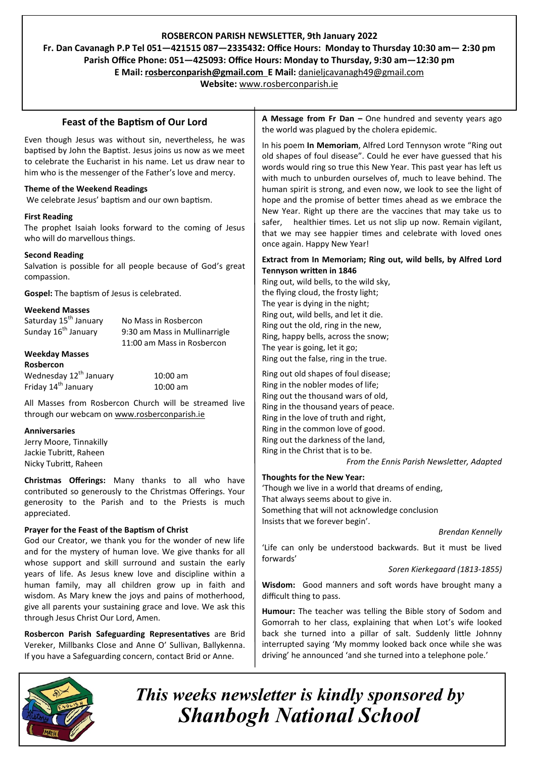**ROSBERCON PARISH NEWSLETTER, 9th January 2022**

**Fr. Dan Cavanagh P.P Tel 051—421515 087—2335432: Office Hours: Monday to Thursday 10:30 am— 2:30 pm**

**Parish Office Phone: 051—425093: Office Hours: Monday to Thursday, 9:30 am—12:30 pm**

**E Mail: rosberconparish@gmail.com E Mail:** danieljcavanagh49@gmail.com

**Website:** www.rosberconparish.ie

## Feast of the Baptism of Our Lord

Even though Jesus was without sin, nevertheless, he was baptised by John the Baptist. Jesus joins us now as we meet to celebrate the Eucharist in his name. Let us draw near to him who is the messenger of the Father's love and mercy.

**Theme of the Weekend Readings**

We celebrate Jesus' baptism and our own baptism.

**First Reading**

The prophet Isaiah looks forward to the coming of Jesus who will do marvellous things.

**Second Reading**

Salvation is possible for all people because of God's great compassion.

**Gospel:** The baptism of Jesus is celebrated.

**Weekend Masses**

| | |
|---|---|
| Saturday 15th January | No Mass in Rosbercon |
| Sunday 16th January | 9:30 am Mass in Mullinarrigle |
| | 11:00 am Mass in Rosbercon |

**Weekday Masses**

**Rosbercon**

| | |
|---|---|
| Wednesday 12th January | 10:00 am |
| Friday 14th January | 10:00 am |

All Masses from Rosbercon Church will be streamed live through our webcam on www.rosberconparish.ie

**Anniversaries**

Jerry Moore, Tinnakilly
Jackie Tubritt, Raheen
Nicky Tubritt, Raheen

**Christmas Offerings:** Many thanks to all who have contributed so generously to the Christmas Offerings. Your generosity to the Parish and to the Priests is much appreciated.

**Prayer for the Feast of the Baptism of Christ**

God our Creator, we thank you for the wonder of new life and for the mystery of human love. We give thanks for all whose support and skill surround and sustain the early years of life. As Jesus knew love and discipline within a human family, may all children grow up in faith and wisdom. As Mary knew the joys and pains of motherhood, give all parents your sustaining grace and love. We ask this through Jesus Christ Our Lord, Amen.

**Rosbercon Parish Safeguarding Representatives** are Brid Vereker, Millbanks Close and Anne O' Sullivan, Ballykenna. If you have a Safeguarding concern, contact Brid or Anne.

**A Message from Fr Dan –** One hundred and seventy years ago the world was plagued by the cholera epidemic.

In his poem **In Memoriam**, Alfred Lord Tennyson wrote "Ring out old shapes of foul disease". Could he ever have guessed that his words would ring so true this New Year. This past year has left us with much to unburden ourselves of, much to leave behind. The human spirit is strong, and even now, we look to see the light of hope and the promise of better times ahead as we embrace the New Year. Right up there are the vaccines that may take us to safer, healthier times. Let us not slip up now. Remain vigilant, that we may see happier times and celebrate with loved ones once again. Happy New Year!

**Extract from In Memoriam; Ring out, wild bells, by Alfred Lord Tennyson written in 1846**

Ring out, wild bells, to the wild sky,
the flying cloud, the frosty light;
The year is dying in the night;
Ring out, wild bells, and let it die.
Ring out the old, ring in the new,
Ring, happy bells, across the snow;
The year is going, let it go;
Ring out the false, ring in the true.

Ring out old shapes of foul disease;
Ring in the nobler modes of life;
Ring out the thousand wars of old,
Ring in the thousand years of peace.
Ring in the love of truth and right,
Ring in the common love of good.
Ring out the darkness of the land,
Ring in the Christ that is to be.

*From the Ennis Parish Newsletter, Adapted*

**Thoughts for the New Year:**

'Though we live in a world that dreams of ending,
That always seems about to give in.
Something that will not acknowledge conclusion
Insists that we forever begin'.

*Brendan Kennelly*

'Life can only be understood backwards. But it must be lived forwards'

*Soren Kierkegaard (1813-1855)*

**Wisdom:** Good manners and soft words have brought many a difficult thing to pass.

**Humour:** The teacher was telling the Bible story of Sodom and Gomorrah to her class, explaining that when Lot's wife looked back she turned into a pillar of salt. Suddenly little Johnny interrupted saying 'My mommy looked back once while she was driving' he announced 'and she turned into a telephone pole.'

*This weeks newsletter is kindly sponsored by Shanbogh National School*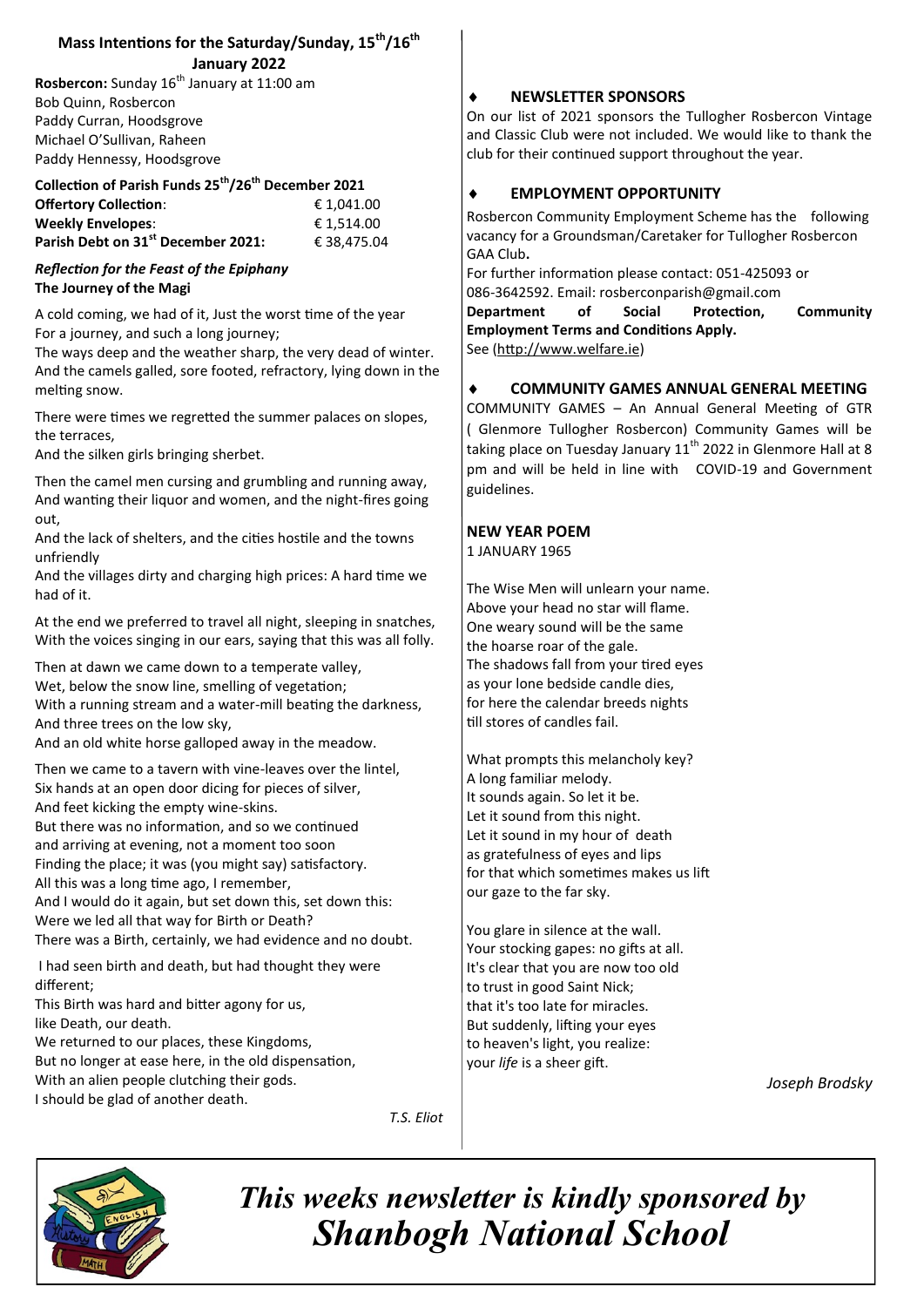### Mass Intentions for the Saturday/Sunday, 15th/16th January 2022

**Rosbercon:** Sunday 16th January at 11:00 am
Bob Quinn, Rosbercon
Paddy Curran, Hoodsgrove
Michael O'Sullivan, Raheen
Paddy Hennessy, Hoodsgrove

**Collection of Parish Funds 25th/26th December 2021**

| | |
|---|---|
| **Offertory Collection**: | € 1,041.00 |
| **Weekly Envelopes**: | € 1,514.00 |
| **Parish Debt on 31st December 2021:** | € 38,475.04 |

***Reflection for the Feast of the Epiphany***
**The Journey of the Magi**

A cold coming, we had of it, Just the worst time of the year
For a journey, and such a long journey;
The ways deep and the weather sharp, the very dead of winter.
And the camels galled, sore footed, refractory, lying down in the melting snow.

There were times we regretted the summer palaces on slopes, the terraces,
And the silken girls bringing sherbet.

Then the camel men cursing and grumbling and running away,
And wanting their liquor and women, and the night-fires going out,
And the lack of shelters, and the cities hostile and the towns unfriendly
And the villages dirty and charging high prices: A hard time we had of it.

At the end we preferred to travel all night, sleeping in snatches,
With the voices singing in our ears, saying that this was all folly.

Then at dawn we came down to a temperate valley,
Wet, below the snow line, smelling of vegetation;
With a running stream and a water-mill beating the darkness,
And three trees on the low sky,
And an old white horse galloped away in the meadow.

Then we came to a tavern with vine-leaves over the lintel,
Six hands at an open door dicing for pieces of silver,
And feet kicking the empty wine-skins.
But there was no information, and so we continued
and arriving at evening, not a moment too soon
Finding the place; it was (you might say) satisfactory.
All this was a long time ago, I remember,
And I would do it again, but set down this, set down this:
Were we led all that way for Birth or Death?
There was a Birth, certainly, we had evidence and no doubt.

I had seen birth and death, but had thought they were different;
This Birth was hard and bitter agony for us,
like Death, our death.
We returned to our places, these Kingdoms,
But no longer at ease here, in the old dispensation,
With an alien people clutching their gods.
I should be glad of another death.

*T.S. Eliot*

### ♦ NEWSLETTER SPONSORS

On our list of 2021 sponsors the Tullogher Rosbercon Vintage and Classic Club were not included. We would like to thank the club for their continued support throughout the year.

### ♦ EMPLOYMENT OPPORTUNITY

Rosbercon Community Employment Scheme has the following vacancy for a Groundsman/Caretaker for Tullogher Rosbercon GAA Club**.**
For further information please contact: 051-425093 or 086-3642592. Email: rosberconparish@gmail.com
**Department of Social Protection, Community Employment Terms and Conditions Apply.**
See (http://www.welfare.ie)

### ♦ COMMUNITY GAMES ANNUAL GENERAL MEETING

COMMUNITY GAMES – An Annual General Meeting of GTR ( Glenmore Tullogher Rosbercon) Community Games will be taking place on Tuesday January 11th 2022 in Glenmore Hall at 8 pm and will be held in line with COVID-19 and Government guidelines.

### NEW YEAR POEM

1 JANUARY 1965

The Wise Men will unlearn your name.
Above your head no star will flame.
One weary sound will be the same
the hoarse roar of the gale.
The shadows fall from your tired eyes
as your lone bedside candle dies,
for here the calendar breeds nights
till stores of candles fail.

What prompts this melancholy key?
A long familiar melody.
It sounds again. So let it be.
Let it sound from this night.
Let it sound in my hour of death
as gratefulness of eyes and lips
for that which sometimes makes us lift
our gaze to the far sky.

You glare in silence at the wall.
Your stocking gapes: no gifts at all.
It's clear that you are now too old
to trust in good Saint Nick;
that it's too late for miracles.
But suddenly, lifting your eyes
to heaven's light, you realize:
your *life* is a sheer gift.

*Joseph Brodsky*

***This weeks newsletter is kindly sponsored by Shanbogh National School***